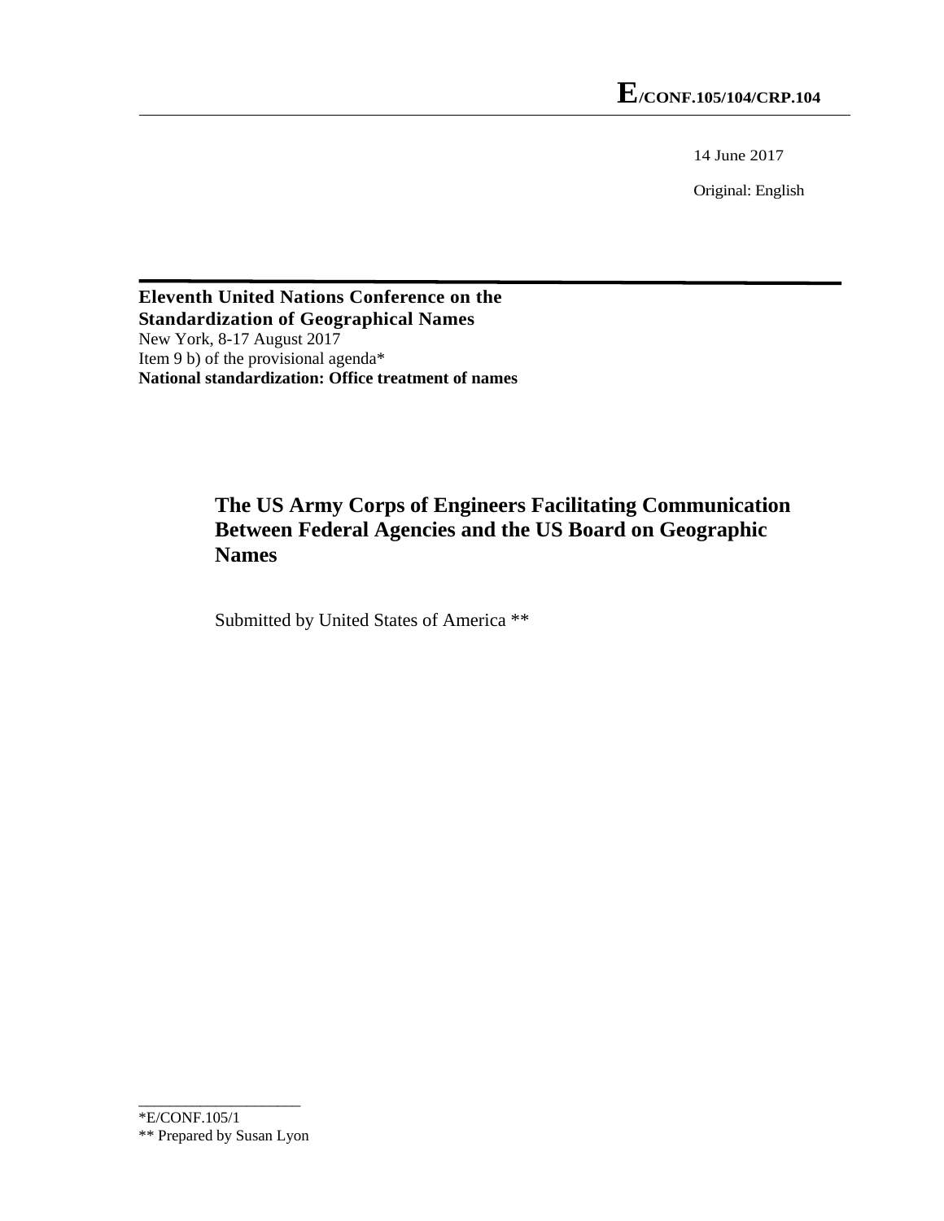**E/CONF.105/104/CRP.104**

14 June 2017

Original: English

**Eleventh United Nations Conference on the Standardization of Geographical Names**
New York, 8-17 August 2017
Item 9 b) of the provisional agenda*
**National standardization: Office treatment of names**

# The US Army Corps of Engineers Facilitating Communication Between Federal Agencies and the US Board on Geographic Names

Submitted by United States of America **

---

*E/CONF.105/1

** Prepared by Susan Lyon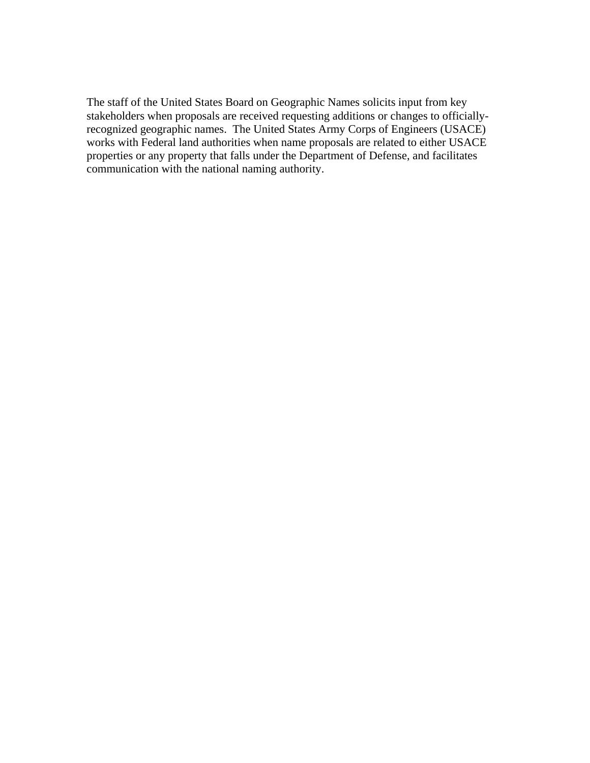The staff of the United States Board on Geographic Names solicits input from key stakeholders when proposals are received requesting additions or changes to officially-recognized geographic names. The United States Army Corps of Engineers (USACE) works with Federal land authorities when name proposals are related to either USACE properties or any property that falls under the Department of Defense, and facilitates communication with the national naming authority.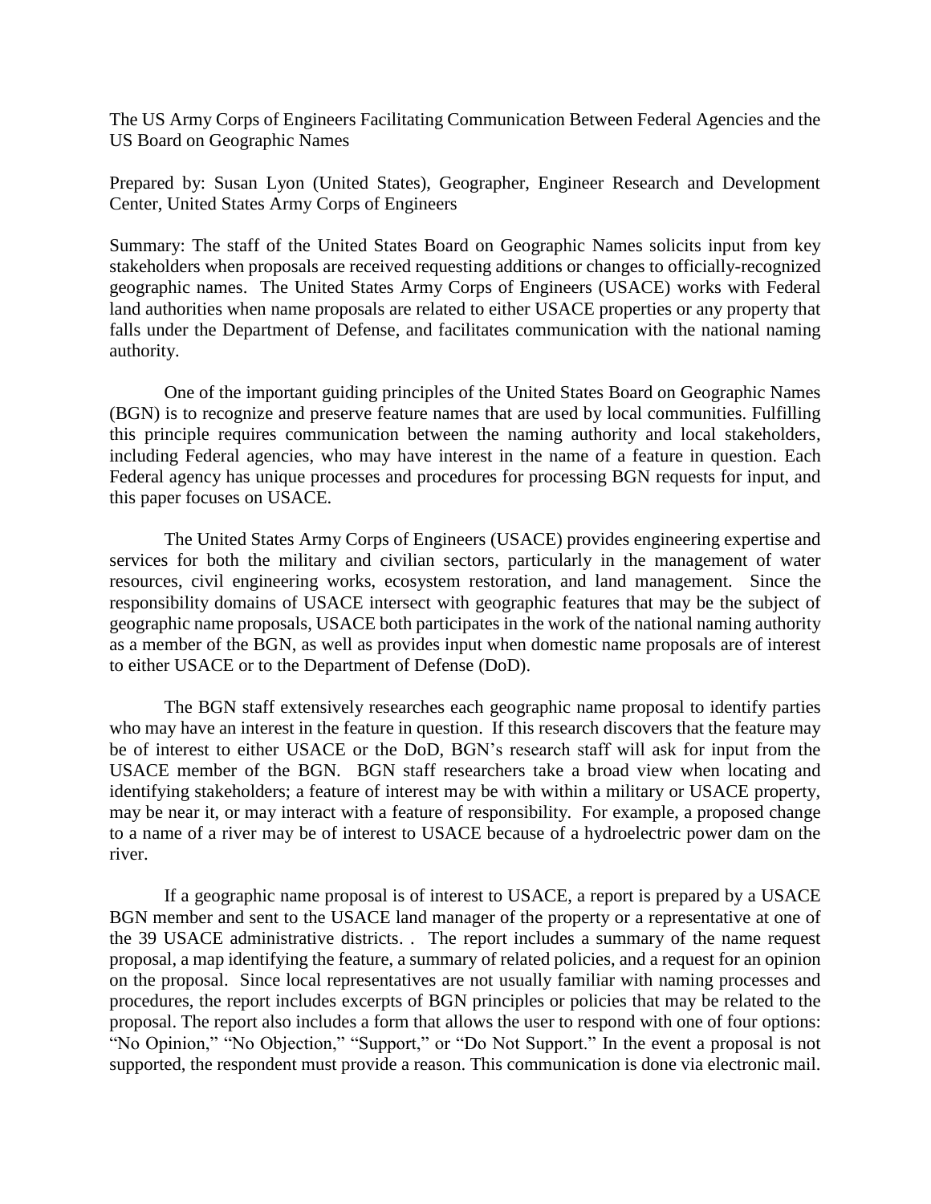The US Army Corps of Engineers Facilitating Communication Between Federal Agencies and the US Board on Geographic Names

Prepared by: Susan Lyon (United States), Geographer, Engineer Research and Development Center, United States Army Corps of Engineers

Summary: The staff of the United States Board on Geographic Names solicits input from key stakeholders when proposals are received requesting additions or changes to officially-recognized geographic names. The United States Army Corps of Engineers (USACE) works with Federal land authorities when name proposals are related to either USACE properties or any property that falls under the Department of Defense, and facilitates communication with the national naming authority.

One of the important guiding principles of the United States Board on Geographic Names (BGN) is to recognize and preserve feature names that are used by local communities. Fulfilling this principle requires communication between the naming authority and local stakeholders, including Federal agencies, who may have interest in the name of a feature in question. Each Federal agency has unique processes and procedures for processing BGN requests for input, and this paper focuses on USACE.

The United States Army Corps of Engineers (USACE) provides engineering expertise and services for both the military and civilian sectors, particularly in the management of water resources, civil engineering works, ecosystem restoration, and land management. Since the responsibility domains of USACE intersect with geographic features that may be the subject of geographic name proposals, USACE both participates in the work of the national naming authority as a member of the BGN, as well as provides input when domestic name proposals are of interest to either USACE or to the Department of Defense (DoD).

The BGN staff extensively researches each geographic name proposal to identify parties who may have an interest in the feature in question. If this research discovers that the feature may be of interest to either USACE or the DoD, BGN's research staff will ask for input from the USACE member of the BGN. BGN staff researchers take a broad view when locating and identifying stakeholders; a feature of interest may be with within a military or USACE property, may be near it, or may interact with a feature of responsibility. For example, a proposed change to a name of a river may be of interest to USACE because of a hydroelectric power dam on the river.

If a geographic name proposal is of interest to USACE, a report is prepared by a USACE BGN member and sent to the USACE land manager of the property or a representative at one of the 39 USACE administrative districts. . The report includes a summary of the name request proposal, a map identifying the feature, a summary of related policies, and a request for an opinion on the proposal. Since local representatives are not usually familiar with naming processes and procedures, the report includes excerpts of BGN principles or policies that may be related to the proposal. The report also includes a form that allows the user to respond with one of four options: "No Opinion," "No Objection," "Support," or "Do Not Support." In the event a proposal is not supported, the respondent must provide a reason. This communication is done via electronic mail.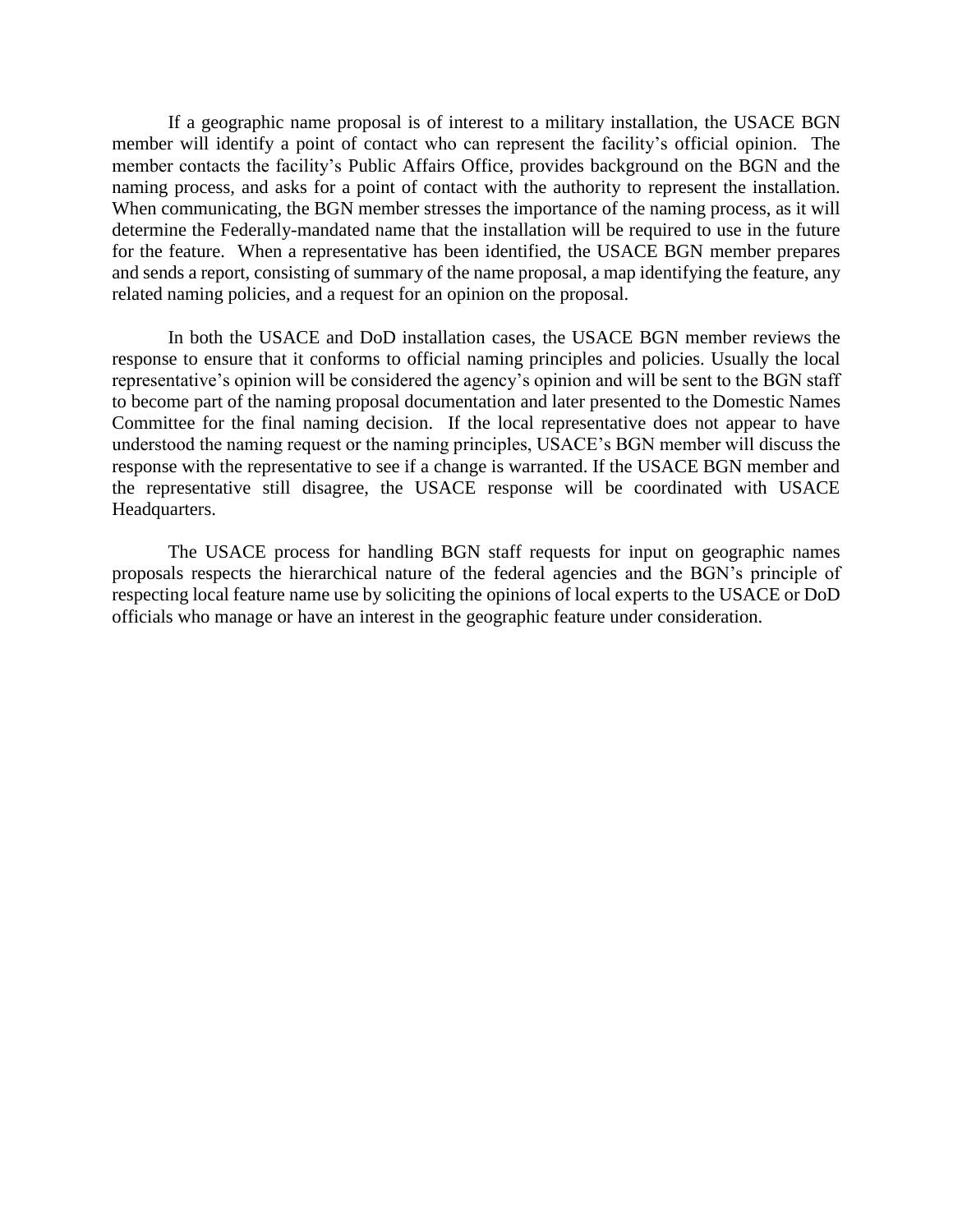If a geographic name proposal is of interest to a military installation, the USACE BGN member will identify a point of contact who can represent the facility's official opinion. The member contacts the facility's Public Affairs Office, provides background on the BGN and the naming process, and asks for a point of contact with the authority to represent the installation. When communicating, the BGN member stresses the importance of the naming process, as it will determine the Federally-mandated name that the installation will be required to use in the future for the feature. When a representative has been identified, the USACE BGN member prepares and sends a report, consisting of summary of the name proposal, a map identifying the feature, any related naming policies, and a request for an opinion on the proposal.

In both the USACE and DoD installation cases, the USACE BGN member reviews the response to ensure that it conforms to official naming principles and policies. Usually the local representative's opinion will be considered the agency's opinion and will be sent to the BGN staff to become part of the naming proposal documentation and later presented to the Domestic Names Committee for the final naming decision. If the local representative does not appear to have understood the naming request or the naming principles, USACE's BGN member will discuss the response with the representative to see if a change is warranted. If the USACE BGN member and the representative still disagree, the USACE response will be coordinated with USACE Headquarters.

The USACE process for handling BGN staff requests for input on geographic names proposals respects the hierarchical nature of the federal agencies and the BGN's principle of respecting local feature name use by soliciting the opinions of local experts to the USACE or DoD officials who manage or have an interest in the geographic feature under consideration.